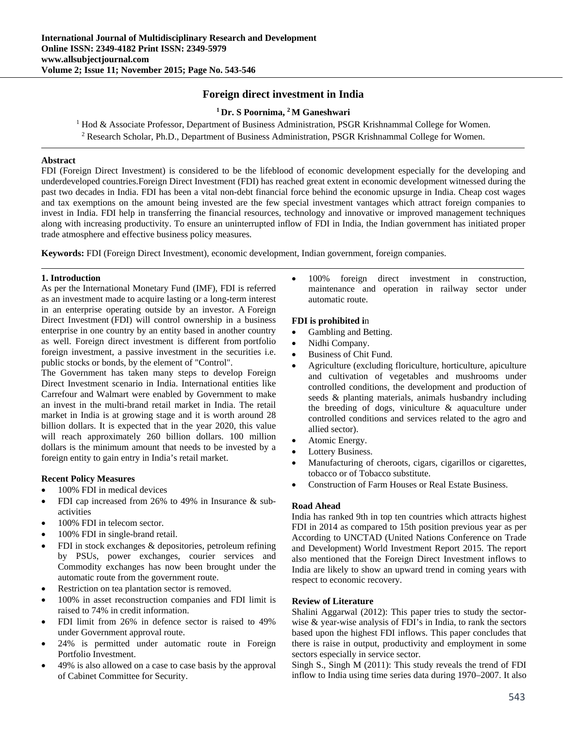# Foreign direct investment in India

**[1] Dr. S Poornima, [2] M Ganeshwari**

[1] Hod & Associate Professor, Department of Business Administration, PSGR Krishnammal College for Women.

[2] Research Scholar, Ph.D., Department of Business Administration, PSGR Krishnammal College for Women.

## Abstract

FDI (Foreign Direct Investment) is considered to be the lifeblood of economic development especially for the developing and underdeveloped countries.Foreign Direct Investment (FDI) has reached great extent in economic development witnessed during the past two decades in India. FDI has been a vital non-debt financial force behind the economic upsurge in India. Cheap cost wages and tax exemptions on the amount being invested are the few special investment vantages which attract foreign companies to invest in India. FDI help in transferring the financial resources, technology and innovative or improved management techniques along with increasing productivity. To ensure an uninterrupted inflow of FDI in India, the Indian government has initiated proper trade atmosphere and effective business policy measures.

**Keywords:** FDI (Foreign Direct Investment), economic development, Indian government, foreign companies.

## 1. Introduction

As per the International Monetary Fund (IMF), FDI is referred as an investment made to acquire lasting or a long-term interest in an enterprise operating outside by an investor. A Foreign Direct Investment (FDI) will control ownership in a business enterprise in one country by an entity based in another country as well. Foreign direct investment is different from portfolio foreign investment, a passive investment in the securities i.e. public stocks or bonds, by the element of "Control".

The Government has taken many steps to develop Foreign Direct Investment scenario in India. International entities like Carrefour and Walmart were enabled by Government to make an invest in the multi-brand retail market in India. The retail market in India is at growing stage and it is worth around 28 billion dollars. It is expected that in the year 2020, this value will reach approximately 260 billion dollars. 100 million dollars is the minimum amount that needs to be invested by a foreign entity to gain entry in India's retail market.

### Recent Policy Measures

- 100% FDI in medical devices
- FDI cap increased from 26% to 49% in Insurance & sub-activities
- 100% FDI in telecom sector.
- 100% FDI in single-brand retail.
- FDI in stock exchanges & depositories, petroleum refining by PSUs, power exchanges, courier services and Commodity exchanges has now been brought under the automatic route from the government route.
- Restriction on tea plantation sector is removed.
- 100% in asset reconstruction companies and FDI limit is raised to 74% in credit information.
- FDI limit from 26% in defence sector is raised to 49% under Government approval route.
- 24% is permitted under automatic route in Foreign Portfolio Investment.
- 49% is also allowed on a case to case basis by the approval of Cabinet Committee for Security.
- 100% foreign direct investment in construction, maintenance and operation in railway sector under automatic route.

### FDI is prohibited in

- Gambling and Betting.
- Nidhi Company.
- Business of Chit Fund.
- Agriculture (excluding floriculture, horticulture, apiculture and cultivation of vegetables and mushrooms under controlled conditions, the development and production of seeds & planting materials, animals husbandry including the breeding of dogs, viniculture & aquaculture under controlled conditions and services related to the agro and allied sector).
- Atomic Energy.
- Lottery Business.
- Manufacturing of cheroots, cigars, cigarillos or cigarettes, tobacco or of Tobacco substitute.
- Construction of Farm Houses or Real Estate Business.

### Road Ahead

India has ranked 9th in top ten countries which attracts highest FDI in 2014 as compared to 15th position previous year as per According to UNCTAD (United Nations Conference on Trade and Development) World Investment Report 2015. The report also mentioned that the Foreign Direct Investment inflows to India are likely to show an upward trend in coming years with respect to economic recovery.

### Review of Literature

Shalini Aggarwal (2012): This paper tries to study the sector-wise & year-wise analysis of FDI's in India, to rank the sectors based upon the highest FDI inflows. This paper concludes that there is raise in output, productivity and employment in some sectors especially in service sector.

Singh S., Singh M (2011): This study reveals the trend of FDI inflow to India using time series data during 1970–2007. It also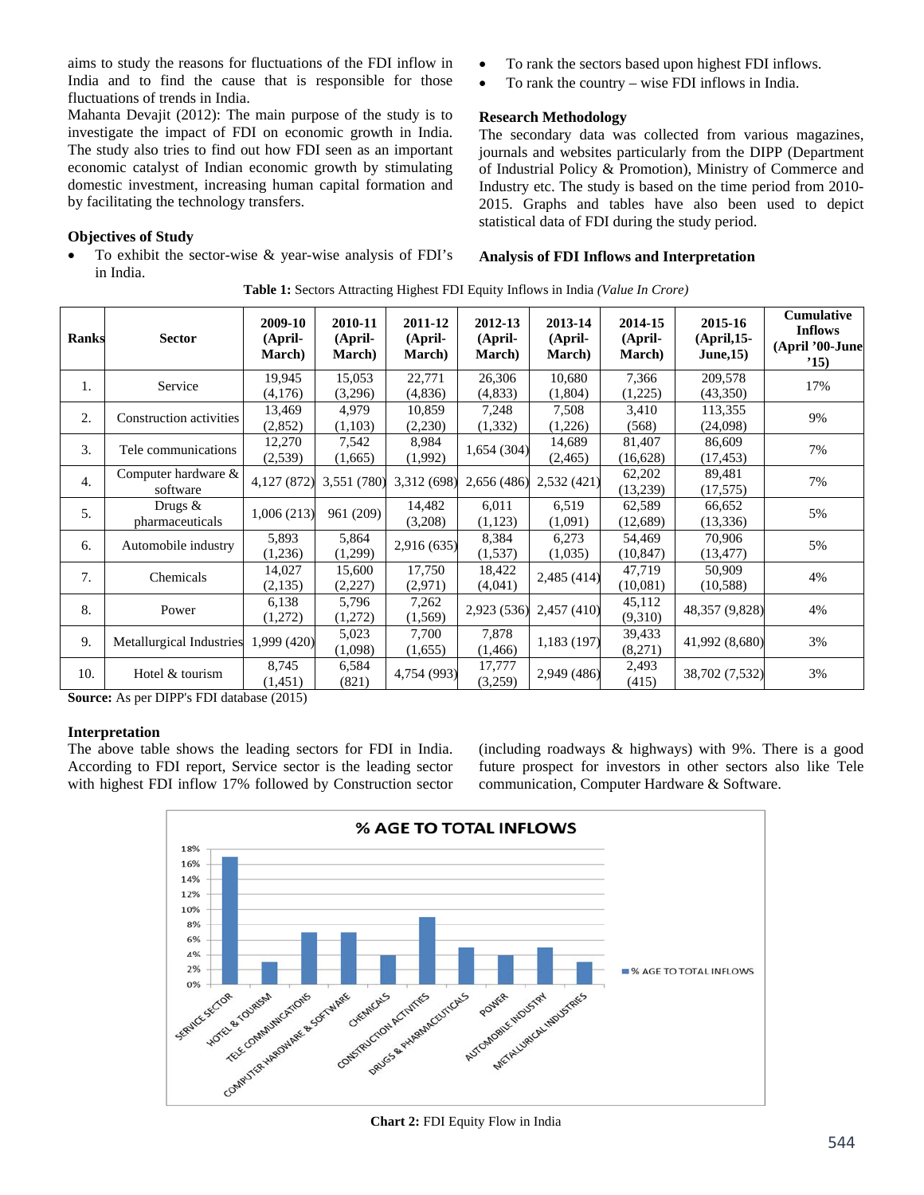aims to study the reasons for fluctuations of the FDI inflow in India and to find the cause that is responsible for those fluctuations of trends in India.

Mahanta Devajit (2012): The main purpose of the study is to investigate the impact of FDI on economic growth in India. The study also tries to find out how FDI seen as an important economic catalyst of Indian economic growth by stimulating domestic investment, increasing human capital formation and by facilitating the technology transfers.

### Objectives of Study

- To exhibit the sector-wise & year-wise analysis of FDI's in India.
- To rank the sectors based upon highest FDI inflows.
- To rank the country – wise FDI inflows in India.

### Research Methodology

The secondary data was collected from various magazines, journals and websites particularly from the DIPP (Department of Industrial Policy & Promotion), Ministry of Commerce and Industry etc. The study is based on the time period from 2010-2015. Graphs and tables have also been used to depict statistical data of FDI during the study period.

### Analysis of FDI Inflows and Interpretation

**Table 1:** Sectors Attracting Highest FDI Equity Inflows in India *(Value In Crore)*

| Ranks | Sector | 2009-10 (April-March) | 2010-11 (April-March) | 2011-12 (April-March) | 2012-13 (April-March) | 2013-14 (April-March) | 2014-15 (April-March) | 2015-16 (April,15-June,15) | Cumulative Inflows (April '00-June '15) |
|---|---|---|---|---|---|---|---|---|---|
| 1. | Service | 19,945 (4,176) | 15,053 (3,296) | 22,771 (4,836) | 26,306 (4,833) | 10,680 (1,804) | 7,366 (1,225) | 209,578 (43,350) | 17% |
| 2. | Construction activities | 13,469 (2,852) | 4,979 (1,103) | 10,859 (2,230) | 7,248 (1,332) | 7,508 (1,226) | 3,410 (568) | 113,355 (24,098) | 9% |
| 3. | Tele communications | 12,270 (2,539) | 7,542 (1,665) | 8,984 (1,992) | 1,654 (304) | 14,689 (2,465) | 81,407 (16,628) | 86,609 (17,453) | 7% |
| 4. | Computer hardware & software | 4,127 (872) | 3,551 (780) | 3,312 (698) | 2,656 (486) | 2,532 (421) | 62,202 (13,239) | 89,481 (17,575) | 7% |
| 5. | Drugs & pharmaceuticals | 1,006 (213) | 961 (209) | 14,482 (3,208) | 6,011 (1,123) | 6,519 (1,091) | 62,589 (12,689) | 66,652 (13,336) | 5% |
| 6. | Automobile industry | 5,893 (1,236) | 5,864 (1,299) | 2,916 (635) | 8,384 (1,537) | 6,273 (1,035) | 54,469 (10,847) | 70,906 (13,477) | 5% |
| 7. | Chemicals | 14,027 (2,135) | 15,600 (2,227) | 17,750 (2,971) | 18,422 (4,041) | 2,485 (414) | 47,719 (10,081) | 50,909 (10,588) | 4% |
| 8. | Power | 6,138 (1,272) | 5,796 (1,272) | 7,262 (1,569) | 2,923 (536) | 2,457 (410) | 45,112 (9,310) | 48,357 (9,828) | 4% |
| 9. | Metallurgical Industries | 1,999 (420) | 5,023 (1,098) | 7,700 (1,655) | 7,878 (1,466) | 1,183 (197) | 39,433 (8,271) | 41,992 (8,680) | 3% |
| 10. | Hotel & tourism | 8,745 (1,451) | 6,584 (821) | 4,754 (993) | 17,777 (3,259) | 2,949 (486) | 2,493 (415) | 38,702 (7,532) | 3% |

**Source:** As per DIPP's FDI database (2015)

### Interpretation

The above table shows the leading sectors for FDI in India. According to FDI report, Service sector is the leading sector with highest FDI inflow 17% followed by Construction sector (including roadways & highways) with 9%. There is a good future prospect for investors in other sectors also like Tele communication, Computer Hardware & Software.

**Chart 2:** FDI Equity Flow in India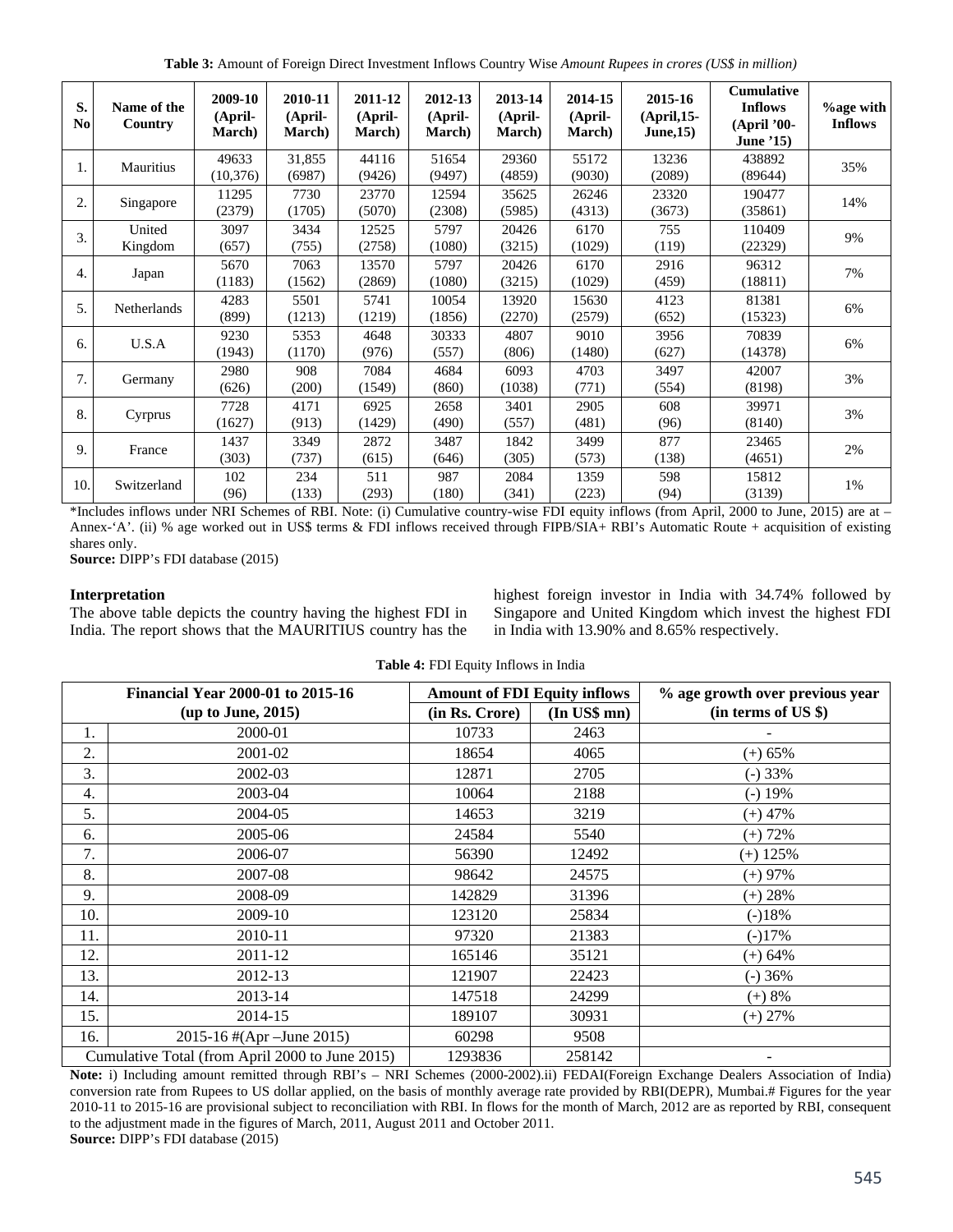**Table 3:** Amount of Foreign Direct Investment Inflows Country Wise *Amount Rupees in crores (US$ in million)*

| S. No | Name of the Country | 2009-10 (April-March) | 2010-11 (April-March) | 2011-12 (April-March) | 2012-13 (April-March) | 2013-14 (April-March) | 2014-15 (April-March) | 2015-16 (April,15-June,15) | Cumulative Inflows (April '00-June '15) | %age with Inflows |
|---|---|---|---|---|---|---|---|---|---|---|
| 1. | Mauritius | 49633 (10,376) | 31,855 (6987) | 44116 (9426) | 51654 (9497) | 29360 (4859) | 55172 (9030) | 13236 (2089) | 438892 (89644) | 35% |
| 2. | Singapore | 11295 (2379) | 7730 (1705) | 23770 (5070) | 12594 (2308) | 35625 (5985) | 26246 (4313) | 23320 (3673) | 190477 (35861) | 14% |
| 3. | United Kingdom | 3097 (657) | 3434 (755) | 12525 (2758) | 5797 (1080) | 20426 (3215) | 6170 (1029) | 755 (119) | 110409 (22329) | 9% |
| 4. | Japan | 5670 (1183) | 7063 (1562) | 13570 (2869) | 5797 (1080) | 20426 (3215) | 6170 (1029) | 2916 (459) | 96312 (18811) | 7% |
| 5. | Netherlands | 4283 (899) | 5501 (1213) | 5741 (1219) | 10054 (1856) | 13920 (2270) | 15630 (2579) | 4123 (652) | 81381 (15323) | 6% |
| 6. | U.S.A | 9230 (1943) | 5353 (1170) | 4648 (976) | 30333 (557) | 4807 (806) | 9010 (1480) | 3956 (627) | 70839 (14378) | 6% |
| 7. | Germany | 2980 (626) | 908 (200) | 7084 (1549) | 4684 (860) | 6093 (1038) | 4703 (771) | 3497 (554) | 42007 (8198) | 3% |
| 8. | Cyrprus | 7728 (1627) | 4171 (913) | 6925 (1429) | 2658 (490) | 3401 (557) | 2905 (481) | 608 (96) | 39971 (8140) | 3% |
| 9. | France | 1437 (303) | 3349 (737) | 2872 (615) | 3487 (646) | 1842 (305) | 3499 (573) | 877 (138) | 23465 (4651) | 2% |
| 10. | Switzerland | 102 (96) | 234 (133) | 511 (293) | 987 (180) | 2084 (341) | 1359 (223) | 598 (94) | 15812 (3139) | 1% |

*Includes inflows under NRI Schemes of RBI. Note: (i) Cumulative country-wise FDI equity inflows (from April, 2000 to June, 2015) are at – Annex-'A'. (ii) % age worked out in US$ terms & FDI inflows received through FIPB/SIA+ RBI's Automatic Route + acquisition of existing shares only.

**Source:** DIPP's FDI database (2015)

**Interpretation**

The above table depicts the country having the highest FDI in India. The report shows that the MAURITIUS country has the highest foreign investor in India with 34.74% followed by Singapore and United Kingdom which invest the highest FDI in India with 13.90% and 8.65% respectively.

**Table 4:** FDI Equity Inflows in India

| Financial Year 2000-01 to 2015-16 (up to June, 2015) | | Amount of FDI Equity inflows (in Rs. Crore) | (In US$ mn) | % age growth over previous year (in terms of US $) |
|---|---|---|---|---|
| 1. | 2000-01 | 10733 | 2463 | - |
| 2. | 2001-02 | 18654 | 4065 | (+) 65% |
| 3. | 2002-03 | 12871 | 2705 | (-) 33% |
| 4. | 2003-04 | 10064 | 2188 | (-) 19% |
| 5. | 2004-05 | 14653 | 3219 | (+) 47% |
| 6. | 2005-06 | 24584 | 5540 | (+) 72% |
| 7. | 2006-07 | 56390 | 12492 | (+) 125% |
| 8. | 2007-08 | 98642 | 24575 | (+) 97% |
| 9. | 2008-09 | 142829 | 31396 | (+) 28% |
| 10. | 2009-10 | 123120 | 25834 | (-)18% |
| 11. | 2010-11 | 97320 | 21383 | (-)17% |
| 12. | 2011-12 | 165146 | 35121 | (+) 64% |
| 13. | 2012-13 | 121907 | 22423 | (-) 36% |
| 14. | 2013-14 | 147518 | 24299 | (+) 8% |
| 15. | 2014-15 | 189107 | 30931 | (+) 27% |
| 16. | 2015-16 #(Apr –June 2015) | 60298 | 9508 | |
| Cumulative Total (from April 2000 to June 2015) | | 1293836 | 258142 | - |

**Note:** i) Including amount remitted through RBI's – NRI Schemes (2000-2002).ii) FEDAI(Foreign Exchange Dealers Association of India) conversion rate from Rupees to US dollar applied, on the basis of monthly average rate provided by RBI(DEPR), Mumbai.# Figures for the year 2010-11 to 2015-16 are provisional subject to reconciliation with RBI. In flows for the month of March, 2012 are as reported by RBI, consequent to the adjustment made in the figures of March, 2011, August 2011 and October 2011.

**Source:** DIPP's FDI database (2015)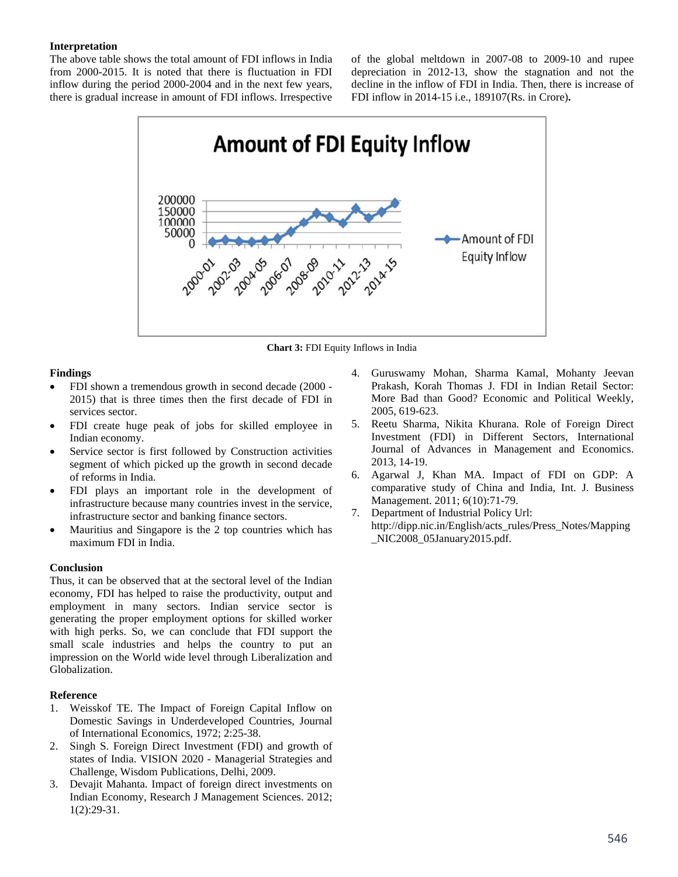### Interpretation

The above table shows the total amount of FDI inflows in India from 2000-2015. It is noted that there is fluctuation in FDI inflow during the period 2000-2004 and in the next few years, there is gradual increase in amount of FDI inflows. Irrespective of the global meltdown in 2007-08 to 2009-10 and rupee depreciation in 2012-13, show the stagnation and not the decline in the inflow of FDI in India. Then, there is increase of FDI inflow in 2014-15 i.e., 189107(Rs. in Crore).

Amount of FDI Equity Inflow

200000
150000
100000
50000
0

2000-01
2002-03
2004-05
2006-07
2008-09
2010-11
2012-13
2014-15

Amount of FDI Equity Inflow

**Chart 3:** FDI Equity Inflows in India

### Findings

- FDI shown a tremendous growth in second decade (2000 - 2015) that is three times then the first decade of FDI in services sector.
- FDI create huge peak of jobs for skilled employee in Indian economy.
- Service sector is first followed by Construction activities segment of which picked up the growth in second decade of reforms in India.
- FDI plays an important role in the development of infrastructure because many countries invest in the service, infrastructure sector and banking finance sectors.
- Mauritius and Singapore is the 2 top countries which has maximum FDI in India.

### Conclusion

Thus, it can be observed that at the sectoral level of the Indian economy, FDI has helped to raise the productivity, output and employment in many sectors. Indian service sector is generating the proper employment options for skilled worker with high perks. So, we can conclude that FDI support the small scale industries and helps the country to put an impression on the World wide level through Liberalization and Globalization.

### Reference

1. Weisskof TE. The Impact of Foreign Capital Inflow on Domestic Savings in Underdeveloped Countries, Journal of International Economics, 1972; 2:25-38.
2. Singh S. Foreign Direct Investment (FDI) and growth of states of India. VISION 2020 - Managerial Strategies and Challenge, Wisdom Publications, Delhi, 2009.
3. Devajit Mahanta. Impact of foreign direct investments on Indian Economy, Research J Management Sciences. 2012; 1(2):29-31.
4. Guruswamy Mohan, Sharma Kamal, Mohanty Jeevan Prakash, Korah Thomas J. FDI in Indian Retail Sector: More Bad than Good? Economic and Political Weekly, 2005, 619-623.
5. Reetu Sharma, Nikita Khurana. Role of Foreign Direct Investment (FDI) in Different Sectors, International Journal of Advances in Management and Economics. 2013, 14-19.
6. Agarwal J, Khan MA. Impact of FDI on GDP: A comparative study of China and India, Int. J. Business Management. 2011; 6(10):71-79.
7. Department of Industrial Policy Url: http://dipp.nic.in/English/acts_rules/Press_Notes/Mapping_NIC2008_05January2015.pdf.